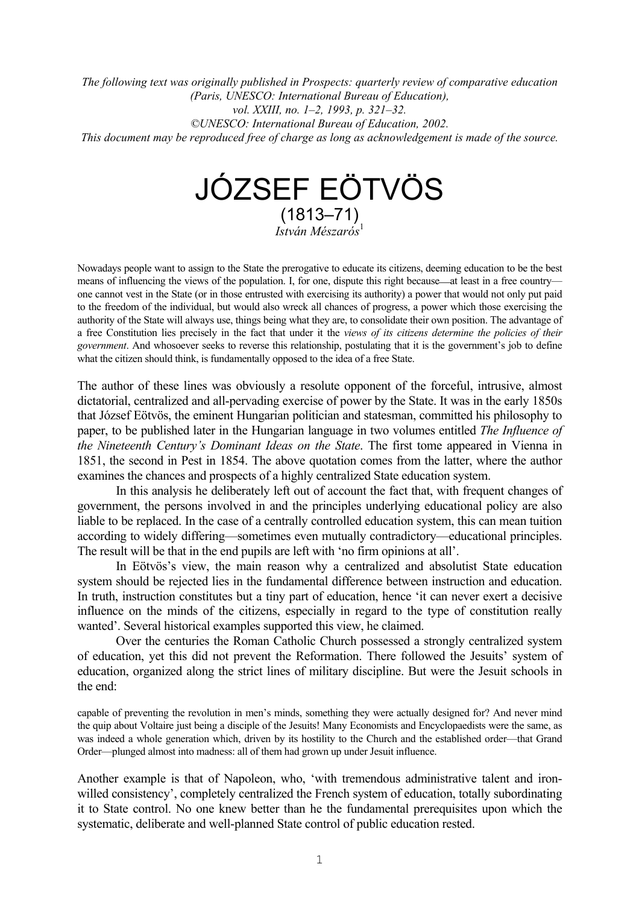*The following text was originally published in Prospects: quarterly review of comparative education (Paris, UNESCO: International Bureau of Education), vol. XXIII, no. 1–2, 1993, p. 321–32.*
*©UNESCO: International Bureau of Education, 2002.*
*This document may be reproduced free of charge as long as acknowledgement is made of the source.*

# JÓZSEF EÖTVÖS

## (1813–71)

*István Mészarós*[1]

> Nowadays people want to assign to the State the prerogative to educate its citizens, deeming education to be the best means of influencing the views of the population. I, for one, dispute this right because—at least in a free country—one cannot vest in the State (or in those entrusted with exercising its authority) a power that would not only put paid to the freedom of the individual, but would also wreck all chances of progress, a power which those exercising the authority of the State will always use, things being what they are, to consolidate their own position. The advantage of a free Constitution lies precisely in the fact that under it the *views of its citizens determine the policies of their government*. And whosoever seeks to reverse this relationship, postulating that it is the government's job to define what the citizen should think, is fundamentally opposed to the idea of a free State.

The author of these lines was obviously a resolute opponent of the forceful, intrusive, almost dictatorial, centralized and all-pervading exercise of power by the State. It was in the early 1850s that József Eötvös, the eminent Hungarian politician and statesman, committed his philosophy to paper, to be published later in the Hungarian language in two volumes entitled *The Influence of the Nineteenth Century's Dominant Ideas on the State*. The first tome appeared in Vienna in 1851, the second in Pest in 1854. The above quotation comes from the latter, where the author examines the chances and prospects of a highly centralized State education system.

In this analysis he deliberately left out of account the fact that, with frequent changes of government, the persons involved in and the principles underlying educational policy are also liable to be replaced. In the case of a centrally controlled education system, this can mean tuition according to widely differing—sometimes even mutually contradictory—educational principles. The result will be that in the end pupils are left with 'no firm opinions at all'.

In Eötvös's view, the main reason why a centralized and absolutist State education system should be rejected lies in the fundamental difference between instruction and education. In truth, instruction constitutes but a tiny part of education, hence 'it can never exert a decisive influence on the minds of the citizens, especially in regard to the type of constitution really wanted'. Several historical examples supported this view, he claimed.

Over the centuries the Roman Catholic Church possessed a strongly centralized system of education, yet this did not prevent the Reformation. There followed the Jesuits' system of education, organized along the strict lines of military discipline. But were the Jesuit schools in the end:

> capable of preventing the revolution in men's minds, something they were actually designed for? And never mind the quip about Voltaire just being a disciple of the Jesuits! Many Economists and Encyclopaedists were the same, as was indeed a whole generation which, driven by its hostility to the Church and the established order—that Grand Order—plunged almost into madness: all of them had grown up under Jesuit influence.

Another example is that of Napoleon, who, 'with tremendous administrative talent and iron-willed consistency', completely centralized the French system of education, totally subordinating it to State control. No one knew better than he the fundamental prerequisites upon which the systematic, deliberate and well-planned State control of public education rested.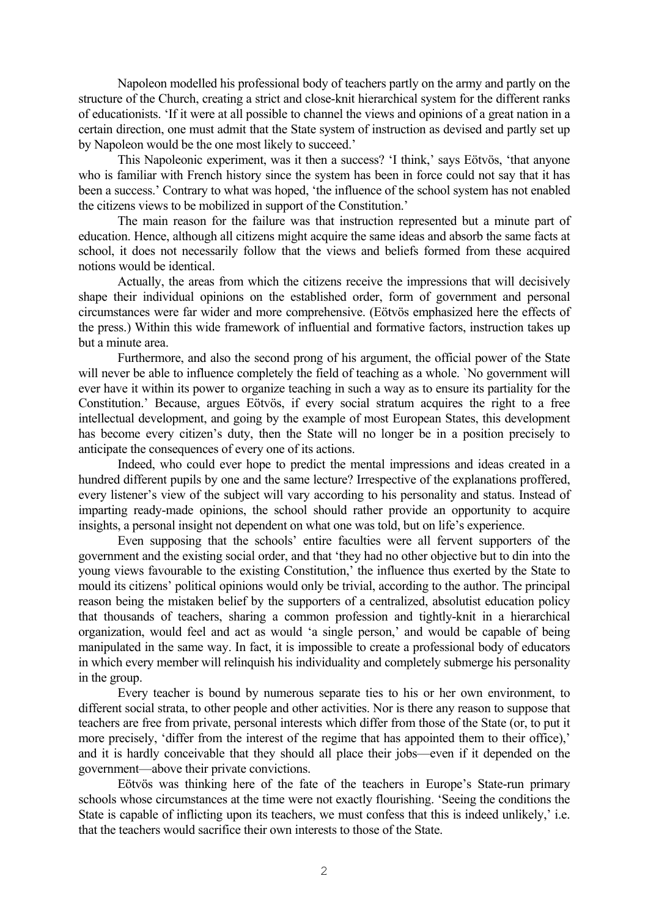Napoleon modelled his professional body of teachers partly on the army and partly on the structure of the Church, creating a strict and close-knit hierarchical system for the different ranks of educationists. 'If it were at all possible to channel the views and opinions of a great nation in a certain direction, one must admit that the State system of instruction as devised and partly set up by Napoleon would be the one most likely to succeed.'

This Napoleonic experiment, was it then a success? 'I think,' says Eötvös, 'that anyone who is familiar with French history since the system has been in force could not say that it has been a success.' Contrary to what was hoped, 'the influence of the school system has not enabled the citizens views to be mobilized in support of the Constitution.'

The main reason for the failure was that instruction represented but a minute part of education. Hence, although all citizens might acquire the same ideas and absorb the same facts at school, it does not necessarily follow that the views and beliefs formed from these acquired notions would be identical.

Actually, the areas from which the citizens receive the impressions that will decisively shape their individual opinions on the established order, form of government and personal circumstances were far wider and more comprehensive. (Eötvös emphasized here the effects of the press.) Within this wide framework of influential and formative factors, instruction takes up but a minute area.

Furthermore, and also the second prong of his argument, the official power of the State will never be able to influence completely the field of teaching as a whole. `No government will ever have it within its power to organize teaching in such a way as to ensure its partiality for the Constitution.' Because, argues Eötvös, if every social stratum acquires the right to a free intellectual development, and going by the example of most European States, this development has become every citizen's duty, then the State will no longer be in a position precisely to anticipate the consequences of every one of its actions.

Indeed, who could ever hope to predict the mental impressions and ideas created in a hundred different pupils by one and the same lecture? Irrespective of the explanations proffered, every listener's view of the subject will vary according to his personality and status. Instead of imparting ready-made opinions, the school should rather provide an opportunity to acquire insights, a personal insight not dependent on what one was told, but on life's experience.

Even supposing that the schools' entire faculties were all fervent supporters of the government and the existing social order, and that 'they had no other objective but to din into the young views favourable to the existing Constitution,' the influence thus exerted by the State to mould its citizens' political opinions would only be trivial, according to the author. The principal reason being the mistaken belief by the supporters of a centralized, absolutist education policy that thousands of teachers, sharing a common profession and tightly-knit in a hierarchical organization, would feel and act as would 'a single person,' and would be capable of being manipulated in the same way. In fact, it is impossible to create a professional body of educators in which every member will relinquish his individuality and completely submerge his personality in the group.

Every teacher is bound by numerous separate ties to his or her own environment, to different social strata, to other people and other activities. Nor is there any reason to suppose that teachers are free from private, personal interests which differ from those of the State (or, to put it more precisely, 'differ from the interest of the regime that has appointed them to their office),' and it is hardly conceivable that they should all place their jobs—even if it depended on the government—above their private convictions.

Eötvös was thinking here of the fate of the teachers in Europe's State-run primary schools whose circumstances at the time were not exactly flourishing. 'Seeing the conditions the State is capable of inflicting upon its teachers, we must confess that this is indeed unlikely,' i.e. that the teachers would sacrifice their own interests to those of the State.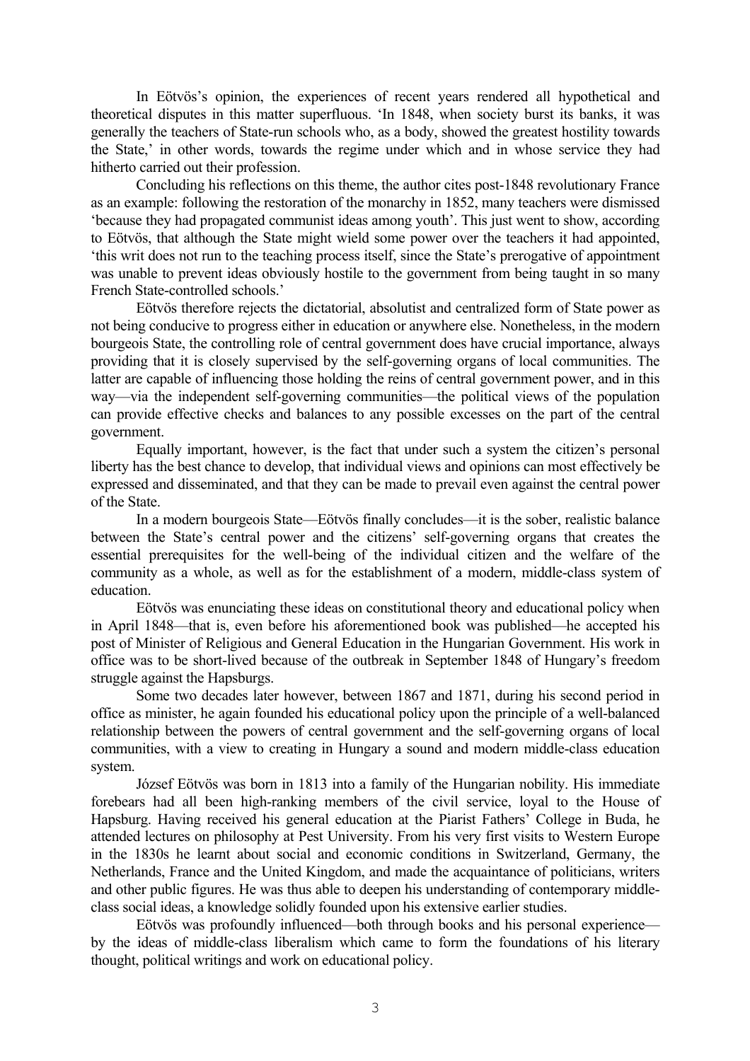In Eötvös's opinion, the experiences of recent years rendered all hypothetical and theoretical disputes in this matter superfluous. 'In 1848, when society burst its banks, it was generally the teachers of State-run schools who, as a body, showed the greatest hostility towards the State,' in other words, towards the regime under which and in whose service they had hitherto carried out their profession.

Concluding his reflections on this theme, the author cites post-1848 revolutionary France as an example: following the restoration of the monarchy in 1852, many teachers were dismissed 'because they had propagated communist ideas among youth'. This just went to show, according to Eötvös, that although the State might wield some power over the teachers it had appointed, 'this writ does not run to the teaching process itself, since the State's prerogative of appointment was unable to prevent ideas obviously hostile to the government from being taught in so many French State-controlled schools.'

Eötvös therefore rejects the dictatorial, absolutist and centralized form of State power as not being conducive to progress either in education or anywhere else. Nonetheless, in the modern bourgeois State, the controlling role of central government does have crucial importance, always providing that it is closely supervised by the self-governing organs of local communities. The latter are capable of influencing those holding the reins of central government power, and in this way—via the independent self-governing communities—the political views of the population can provide effective checks and balances to any possible excesses on the part of the central government.

Equally important, however, is the fact that under such a system the citizen's personal liberty has the best chance to develop, that individual views and opinions can most effectively be expressed and disseminated, and that they can be made to prevail even against the central power of the State.

In a modern bourgeois State—Eötvös finally concludes—it is the sober, realistic balance between the State's central power and the citizens' self-governing organs that creates the essential prerequisites for the well-being of the individual citizen and the welfare of the community as a whole, as well as for the establishment of a modern, middle-class system of education.

Eötvös was enunciating these ideas on constitutional theory and educational policy when in April 1848—that is, even before his aforementioned book was published—he accepted his post of Minister of Religious and General Education in the Hungarian Government. His work in office was to be short-lived because of the outbreak in September 1848 of Hungary's freedom struggle against the Hapsburgs.

Some two decades later however, between 1867 and 1871, during his second period in office as minister, he again founded his educational policy upon the principle of a well-balanced relationship between the powers of central government and the self-governing organs of local communities, with a view to creating in Hungary a sound and modern middle-class education system.

József Eötvös was born in 1813 into a family of the Hungarian nobility. His immediate forebears had all been high-ranking members of the civil service, loyal to the House of Hapsburg. Having received his general education at the Piarist Fathers' College in Buda, he attended lectures on philosophy at Pest University. From his very first visits to Western Europe in the 1830s he learnt about social and economic conditions in Switzerland, Germany, the Netherlands, France and the United Kingdom, and made the acquaintance of politicians, writers and other public figures. He was thus able to deepen his understanding of contemporary middle-class social ideas, a knowledge solidly founded upon his extensive earlier studies.

Eötvös was profoundly influenced—both through books and his personal experience—by the ideas of middle-class liberalism which came to form the foundations of his literary thought, political writings and work on educational policy.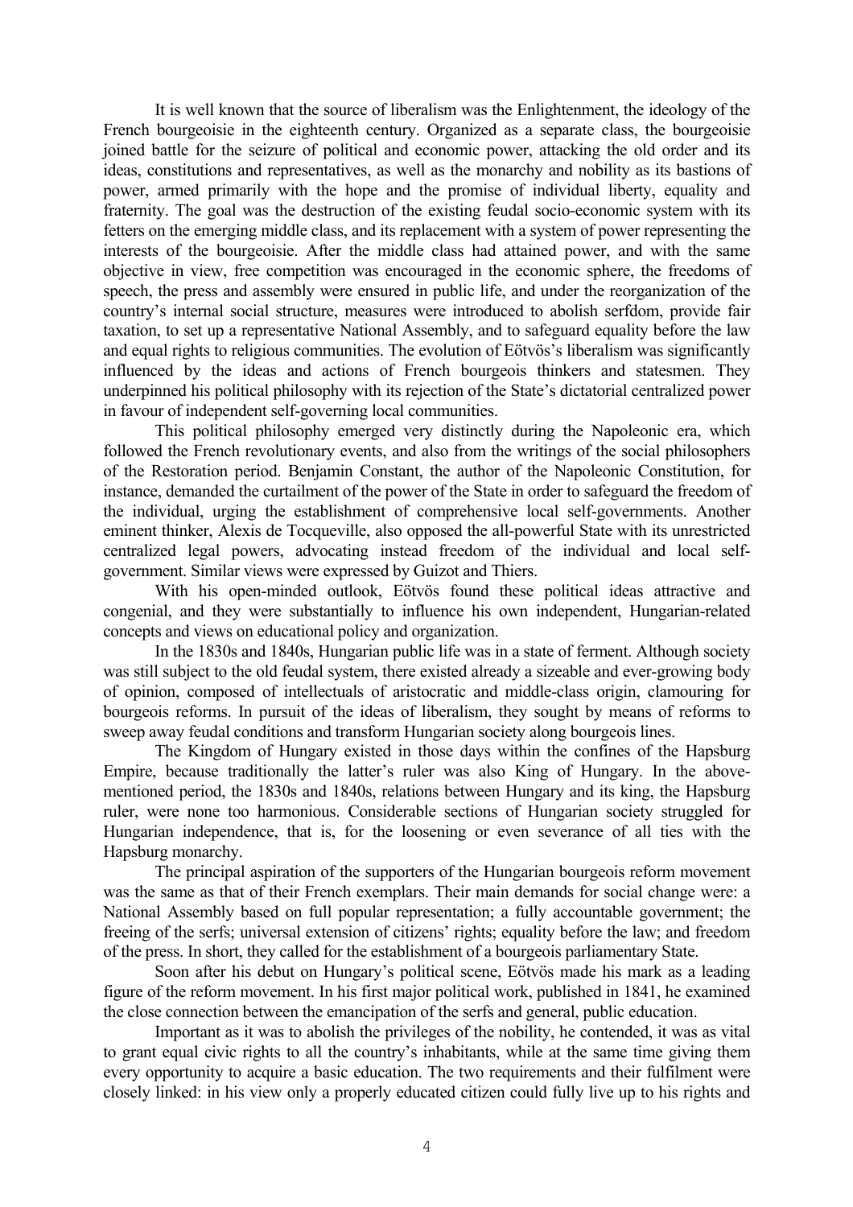It is well known that the source of liberalism was the Enlightenment, the ideology of the French bourgeoisie in the eighteenth century. Organized as a separate class, the bourgeoisie joined battle for the seizure of political and economic power, attacking the old order and its ideas, constitutions and representatives, as well as the monarchy and nobility as its bastions of power, armed primarily with the hope and the promise of individual liberty, equality and fraternity. The goal was the destruction of the existing feudal socio-economic system with its fetters on the emerging middle class, and its replacement with a system of power representing the interests of the bourgeoisie. After the middle class had attained power, and with the same objective in view, free competition was encouraged in the economic sphere, the freedoms of speech, the press and assembly were ensured in public life, and under the reorganization of the country's internal social structure, measures were introduced to abolish serfdom, provide fair taxation, to set up a representative National Assembly, and to safeguard equality before the law and equal rights to religious communities. The evolution of Eötvös's liberalism was significantly influenced by the ideas and actions of French bourgeois thinkers and statesmen. They underpinned his political philosophy with its rejection of the State's dictatorial centralized power in favour of independent self-governing local communities.

This political philosophy emerged very distinctly during the Napoleonic era, which followed the French revolutionary events, and also from the writings of the social philosophers of the Restoration period. Benjamin Constant, the author of the Napoleonic Constitution, for instance, demanded the curtailment of the power of the State in order to safeguard the freedom of the individual, urging the establishment of comprehensive local self-governments. Another eminent thinker, Alexis de Tocqueville, also opposed the all-powerful State with its unrestricted centralized legal powers, advocating instead freedom of the individual and local self-government. Similar views were expressed by Guizot and Thiers.

With his open-minded outlook, Eötvös found these political ideas attractive and congenial, and they were substantially to influence his own independent, Hungarian-related concepts and views on educational policy and organization.

In the 1830s and 1840s, Hungarian public life was in a state of ferment. Although society was still subject to the old feudal system, there existed already a sizeable and ever-growing body of opinion, composed of intellectuals of aristocratic and middle-class origin, clamouring for bourgeois reforms. In pursuit of the ideas of liberalism, they sought by means of reforms to sweep away feudal conditions and transform Hungarian society along bourgeois lines.

The Kingdom of Hungary existed in those days within the confines of the Hapsburg Empire, because traditionally the latter's ruler was also King of Hungary. In the above-mentioned period, the 1830s and 1840s, relations between Hungary and its king, the Hapsburg ruler, were none too harmonious. Considerable sections of Hungarian society struggled for Hungarian independence, that is, for the loosening or even severance of all ties with the Hapsburg monarchy.

The principal aspiration of the supporters of the Hungarian bourgeois reform movement was the same as that of their French exemplars. Their main demands for social change were: a National Assembly based on full popular representation; a fully accountable government; the freeing of the serfs; universal extension of citizens' rights; equality before the law; and freedom of the press. In short, they called for the establishment of a bourgeois parliamentary State.

Soon after his debut on Hungary's political scene, Eötvös made his mark as a leading figure of the reform movement. In his first major political work, published in 1841, he examined the close connection between the emancipation of the serfs and general, public education.

Important as it was to abolish the privileges of the nobility, he contended, it was as vital to grant equal civic rights to all the country's inhabitants, while at the same time giving them every opportunity to acquire a basic education. The two requirements and their fulfilment were closely linked: in his view only a properly educated citizen could fully live up to his rights and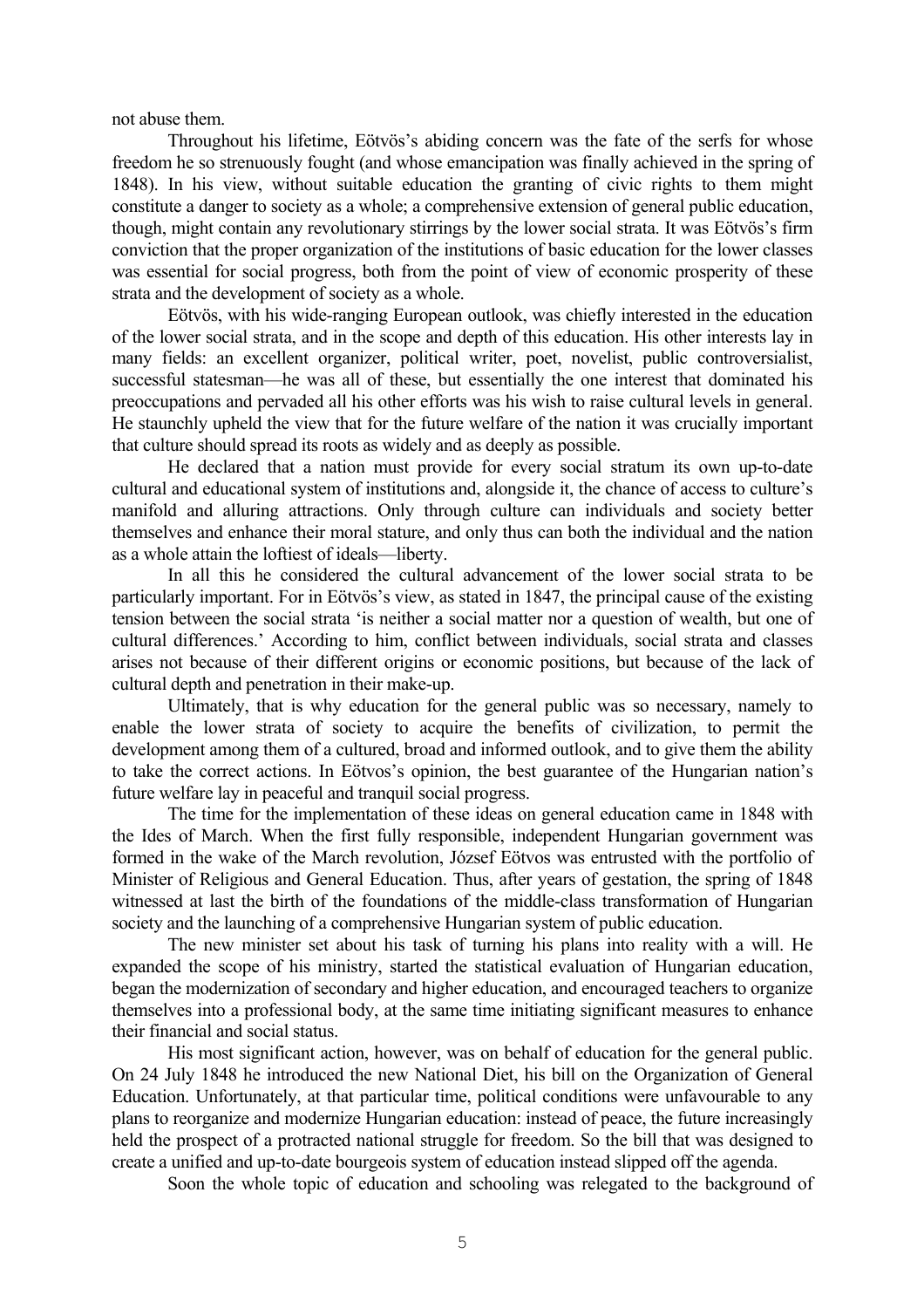not abuse them.

Throughout his lifetime, Eötvös's abiding concern was the fate of the serfs for whose freedom he so strenuously fought (and whose emancipation was finally achieved in the spring of 1848). In his view, without suitable education the granting of civic rights to them might constitute a danger to society as a whole; a comprehensive extension of general public education, though, might contain any revolutionary stirrings by the lower social strata. It was Eötvös's firm conviction that the proper organization of the institutions of basic education for the lower classes was essential for social progress, both from the point of view of economic prosperity of these strata and the development of society as a whole.

Eötvös, with his wide-ranging European outlook, was chiefly interested in the education of the lower social strata, and in the scope and depth of this education. His other interests lay in many fields: an excellent organizer, political writer, poet, novelist, public controversialist, successful statesman—he was all of these, but essentially the one interest that dominated his preoccupations and pervaded all his other efforts was his wish to raise cultural levels in general. He staunchly upheld the view that for the future welfare of the nation it was crucially important that culture should spread its roots as widely and as deeply as possible.

He declared that a nation must provide for every social stratum its own up-to-date cultural and educational system of institutions and, alongside it, the chance of access to culture's manifold and alluring attractions. Only through culture can individuals and society better themselves and enhance their moral stature, and only thus can both the individual and the nation as a whole attain the loftiest of ideals—liberty.

In all this he considered the cultural advancement of the lower social strata to be particularly important. For in Eötvös's view, as stated in 1847, the principal cause of the existing tension between the social strata 'is neither a social matter nor a question of wealth, but one of cultural differences.' According to him, conflict between individuals, social strata and classes arises not because of their different origins or economic positions, but because of the lack of cultural depth and penetration in their make-up.

Ultimately, that is why education for the general public was so necessary, namely to enable the lower strata of society to acquire the benefits of civilization, to permit the development among them of a cultured, broad and informed outlook, and to give them the ability to take the correct actions. In Eötvos's opinion, the best guarantee of the Hungarian nation's future welfare lay in peaceful and tranquil social progress.

The time for the implementation of these ideas on general education came in 1848 with the Ides of March. When the first fully responsible, independent Hungarian government was formed in the wake of the March revolution, József Eötvös was entrusted with the portfolio of Minister of Religious and General Education. Thus, after years of gestation, the spring of 1848 witnessed at last the birth of the foundations of the middle-class transformation of Hungarian society and the launching of a comprehensive Hungarian system of public education.

The new minister set about his task of turning his plans into reality with a will. He expanded the scope of his ministry, started the statistical evaluation of Hungarian education, began the modernization of secondary and higher education, and encouraged teachers to organize themselves into a professional body, at the same time initiating significant measures to enhance their financial and social status.

His most significant action, however, was on behalf of education for the general public. On 24 July 1848 he introduced the new National Diet, his bill on the Organization of General Education. Unfortunately, at that particular time, political conditions were unfavourable to any plans to reorganize and modernize Hungarian education: instead of peace, the future increasingly held the prospect of a protracted national struggle for freedom. So the bill that was designed to create a unified and up-to-date bourgeois system of education instead slipped off the agenda.

Soon the whole topic of education and schooling was relegated to the background of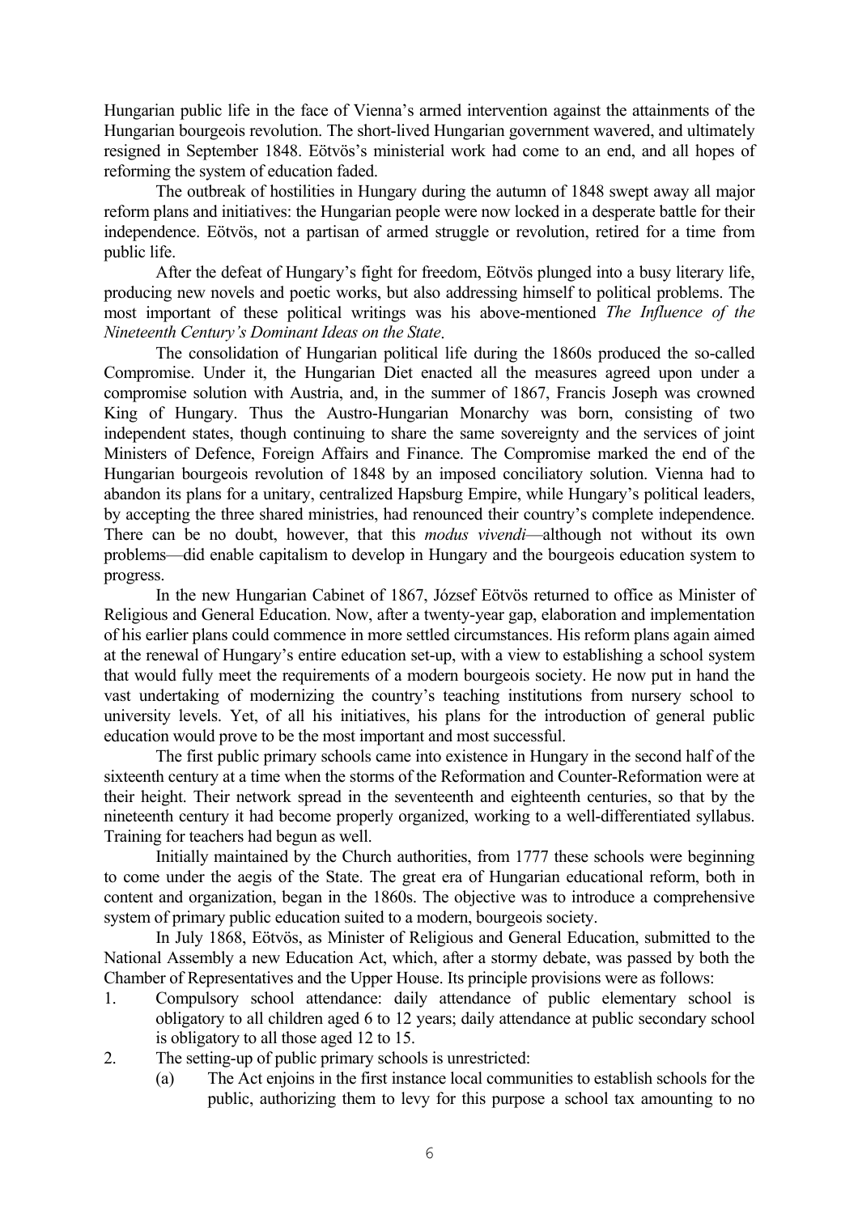Hungarian public life in the face of Vienna's armed intervention against the attainments of the Hungarian bourgeois revolution. The short-lived Hungarian government wavered, and ultimately resigned in September 1848. Eötvös's ministerial work had come to an end, and all hopes of reforming the system of education faded.

The outbreak of hostilities in Hungary during the autumn of 1848 swept away all major reform plans and initiatives: the Hungarian people were now locked in a desperate battle for their independence. Eötvös, not a partisan of armed struggle or revolution, retired for a time from public life.

After the defeat of Hungary's fight for freedom, Eötvös plunged into a busy literary life, producing new novels and poetic works, but also addressing himself to political problems. The most important of these political writings was his above-mentioned *The Influence of the Nineteenth Century's Dominant Ideas on the State*.

The consolidation of Hungarian political life during the 1860s produced the so-called Compromise. Under it, the Hungarian Diet enacted all the measures agreed upon under a compromise solution with Austria, and, in the summer of 1867, Francis Joseph was crowned King of Hungary. Thus the Austro-Hungarian Monarchy was born, consisting of two independent states, though continuing to share the same sovereignty and the services of joint Ministers of Defence, Foreign Affairs and Finance. The Compromise marked the end of the Hungarian bourgeois revolution of 1848 by an imposed conciliatory solution. Vienna had to abandon its plans for a unitary, centralized Hapsburg Empire, while Hungary's political leaders, by accepting the three shared ministries, had renounced their country's complete independence. There can be no doubt, however, that this *modus vivendi*—although not without its own problems—did enable capitalism to develop in Hungary and the bourgeois education system to progress.

In the new Hungarian Cabinet of 1867, József Eötvös returned to office as Minister of Religious and General Education. Now, after a twenty-year gap, elaboration and implementation of his earlier plans could commence in more settled circumstances. His reform plans again aimed at the renewal of Hungary's entire education set-up, with a view to establishing a school system that would fully meet the requirements of a modern bourgeois society. He now put in hand the vast undertaking of modernizing the country's teaching institutions from nursery school to university levels. Yet, of all his initiatives, his plans for the introduction of general public education would prove to be the most important and most successful.

The first public primary schools came into existence in Hungary in the second half of the sixteenth century at a time when the storms of the Reformation and Counter-Reformation were at their height. Their network spread in the seventeenth and eighteenth centuries, so that by the nineteenth century it had become properly organized, working to a well-differentiated syllabus. Training for teachers had begun as well.

Initially maintained by the Church authorities, from 1777 these schools were beginning to come under the aegis of the State. The great era of Hungarian educational reform, both in content and organization, began in the 1860s. The objective was to introduce a comprehensive system of primary public education suited to a modern, bourgeois society.

In July 1868, Eötvös, as Minister of Religious and General Education, submitted to the National Assembly a new Education Act, which, after a stormy debate, was passed by both the Chamber of Representatives and the Upper House. Its principle provisions were as follows:

1. Compulsory school attendance: daily attendance of public elementary school is obligatory to all children aged 6 to 12 years; daily attendance at public secondary school is obligatory to all those aged 12 to 15.
2. The setting-up of public primary schools is unrestricted:
   (a) The Act enjoins in the first instance local communities to establish schools for the public, authorizing them to levy for this purpose a school tax amounting to no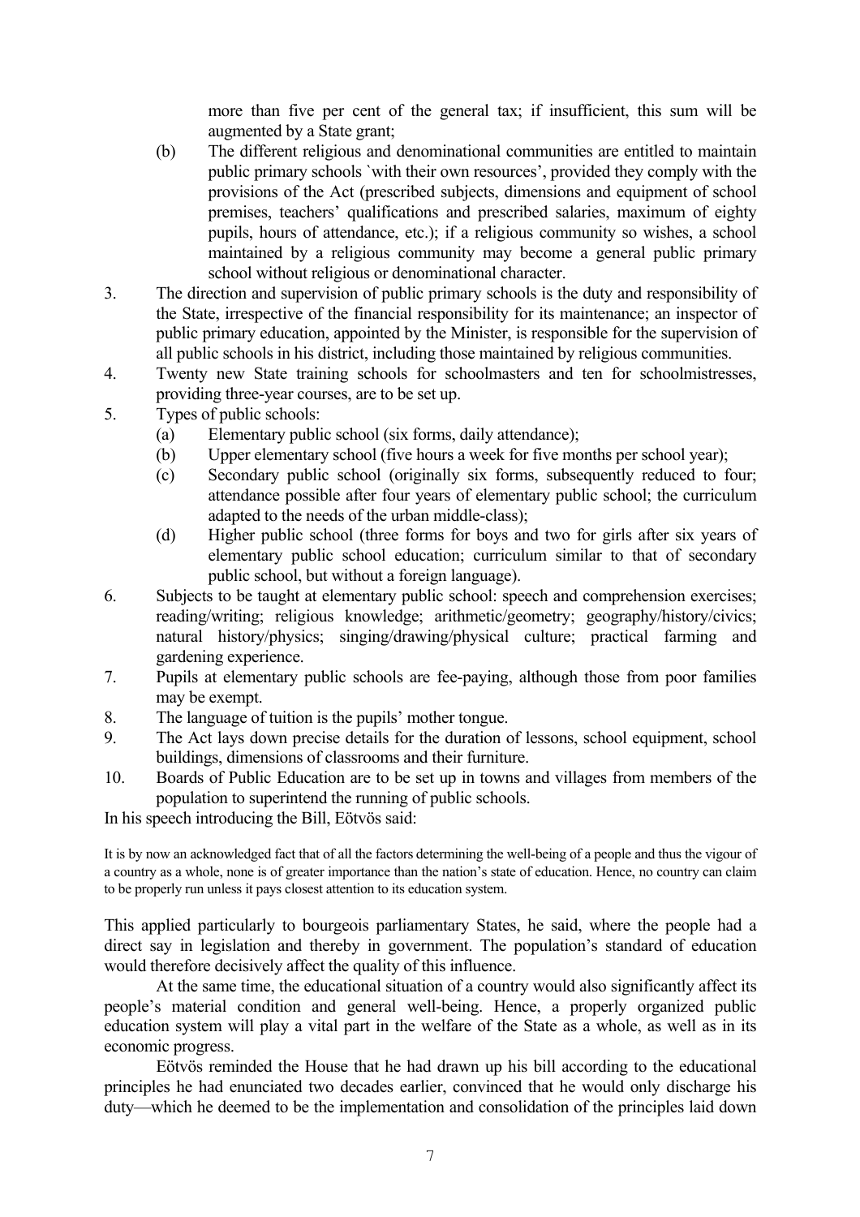more than five per cent of the general tax; if insufficient, this sum will be augmented by a State grant;

   (b) The different religious and denominational communities are entitled to maintain public primary schools `with their own resources', provided they comply with the provisions of the Act (prescribed subjects, dimensions and equipment of school premises, teachers' qualifications and prescribed salaries, maximum of eighty pupils, hours of attendance, etc.); if a religious community so wishes, a school maintained by a religious community may become a general public primary school without religious or denominational character.

3. The direction and supervision of public primary schools is the duty and responsibility of the State, irrespective of the financial responsibility for its maintenance; an inspector of public primary education, appointed by the Minister, is responsible for the supervision of all public schools in his district, including those maintained by religious communities.
4. Twenty new State training schools for schoolmasters and ten for schoolmistresses, providing three-year courses, are to be set up.
5. Types of public schools:
   (a) Elementary public school (six forms, daily attendance);
   (b) Upper elementary school (five hours a week for five months per school year);
   (c) Secondary public school (originally six forms, subsequently reduced to four; attendance possible after four years of elementary public school; the curriculum adapted to the needs of the urban middle-class);
   (d) Higher public school (three forms for boys and two for girls after six years of elementary public school education; curriculum similar to that of secondary public school, but without a foreign language).
6. Subjects to be taught at elementary public school: speech and comprehension exercises; reading/writing; religious knowledge; arithmetic/geometry; geography/history/civics; natural history/physics; singing/drawing/physical culture; practical farming and gardening experience.
7. Pupils at elementary public schools are fee-paying, although those from poor families may be exempt.
8. The language of tuition is the pupils' mother tongue.
9. The Act lays down precise details for the duration of lessons, school equipment, school buildings, dimensions of classrooms and their furniture.
10. Boards of Public Education are to be set up in towns and villages from members of the population to superintend the running of public schools.

In his speech introducing the Bill, Eötvös said:

> It is by now an acknowledged fact that of all the factors determining the well-being of a people and thus the vigour of a country as a whole, none is of greater importance than the nation's state of education. Hence, no country can claim to be properly run unless it pays closest attention to its education system.

This applied particularly to bourgeois parliamentary States, he said, where the people had a direct say in legislation and thereby in government. The population's standard of education would therefore decisively affect the quality of this influence.

At the same time, the educational situation of a country would also significantly affect its people's material condition and general well-being. Hence, a properly organized public education system will play a vital part in the welfare of the State as a whole, as well as in its economic progress.

Eötvös reminded the House that he had drawn up his bill according to the educational principles he had enunciated two decades earlier, convinced that he would only discharge his duty—which he deemed to be the implementation and consolidation of the principles laid down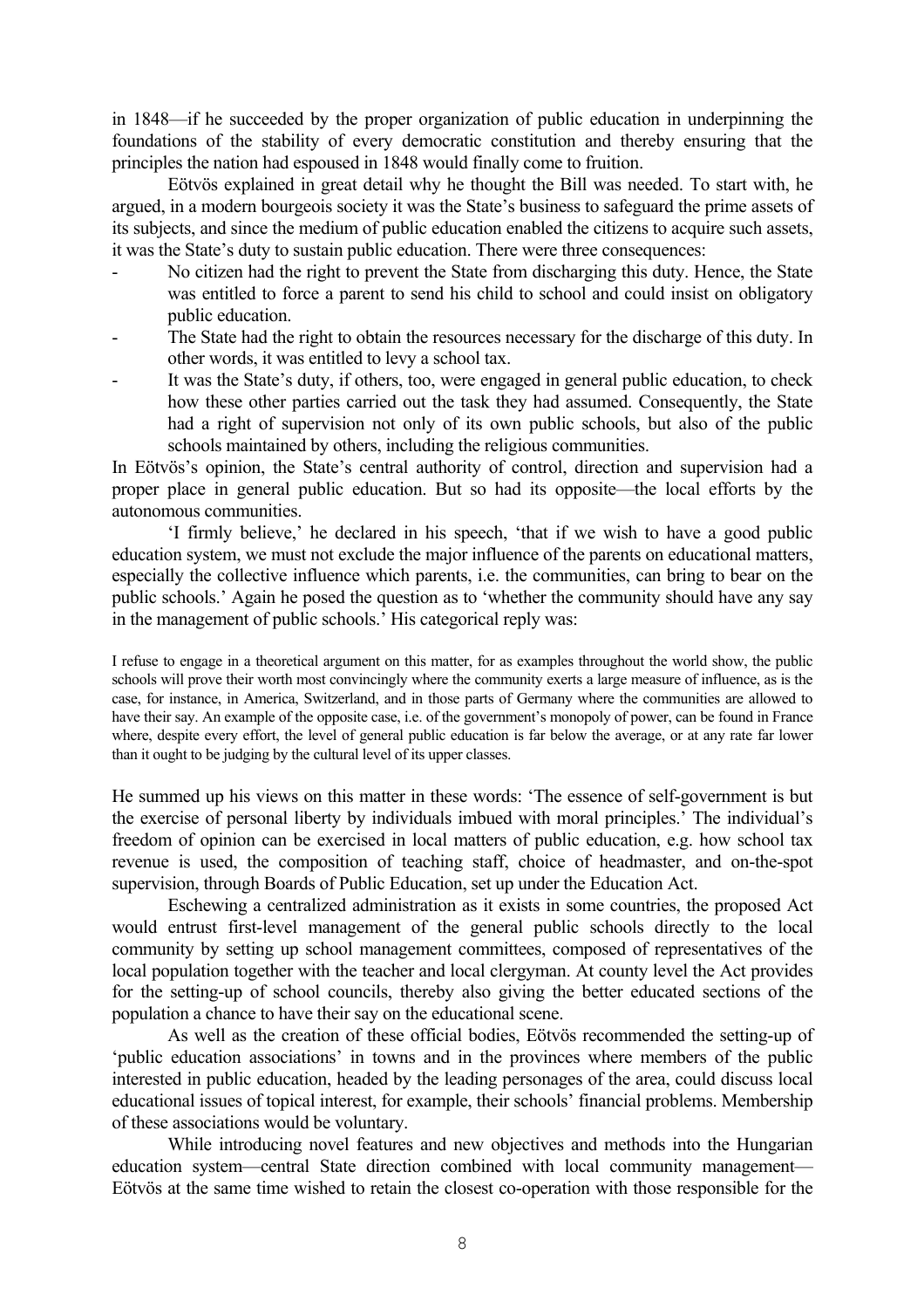in 1848—if he succeeded by the proper organization of public education in underpinning the foundations of the stability of every democratic constitution and thereby ensuring that the principles the nation had espoused in 1848 would finally come to fruition.

Eötvös explained in great detail why he thought the Bill was needed. To start with, he argued, in a modern bourgeois society it was the State's business to safeguard the prime assets of its subjects, and since the medium of public education enabled the citizens to acquire such assets, it was the State's duty to sustain public education. There were three consequences:

- No citizen had the right to prevent the State from discharging this duty. Hence, the State was entitled to force a parent to send his child to school and could insist on obligatory public education.
- The State had the right to obtain the resources necessary for the discharge of this duty. In other words, it was entitled to levy a school tax.
- It was the State's duty, if others, too, were engaged in general public education, to check how these other parties carried out the task they had assumed. Consequently, the State had a right of supervision not only of its own public schools, but also of the public schools maintained by others, including the religious communities.

In Eötvös's opinion, the State's central authority of control, direction and supervision had a proper place in general public education. But so had its opposite—the local efforts by the autonomous communities.

'I firmly believe,' he declared in his speech, 'that if we wish to have a good public education system, we must not exclude the major influence of the parents on educational matters, especially the collective influence which parents, i.e. the communities, can bring to bear on the public schools.' Again he posed the question as to 'whether the community should have any say in the management of public schools.' His categorical reply was:

> I refuse to engage in a theoretical argument on this matter, for as examples throughout the world show, the public schools will prove their worth most convincingly where the community exerts a large measure of influence, as is the case, for instance, in America, Switzerland, and in those parts of Germany where the communities are allowed to have their say. An example of the opposite case, i.e. of the government's monopoly of power, can be found in France where, despite every effort, the level of general public education is far below the average, or at any rate far lower than it ought to be judging by the cultural level of its upper classes.

He summed up his views on this matter in these words: 'The essence of self-government is but the exercise of personal liberty by individuals imbued with moral principles.' The individual's freedom of opinion can be exercised in local matters of public education, e.g. how school tax revenue is used, the composition of teaching staff, choice of headmaster, and on-the-spot supervision, through Boards of Public Education, set up under the Education Act.

Eschewing a centralized administration as it exists in some countries, the proposed Act would entrust first-level management of the general public schools directly to the local community by setting up school management committees, composed of representatives of the local population together with the teacher and local clergyman. At county level the Act provides for the setting-up of school councils, thereby also giving the better educated sections of the population a chance to have their say on the educational scene.

As well as the creation of these official bodies, Eötvös recommended the setting-up of 'public education associations' in towns and in the provinces where members of the public interested in public education, headed by the leading personages of the area, could discuss local educational issues of topical interest, for example, their schools' financial problems. Membership of these associations would be voluntary.

While introducing novel features and new objectives and methods into the Hungarian education system—central State direction combined with local community management—Eötvös at the same time wished to retain the closest co-operation with those responsible for the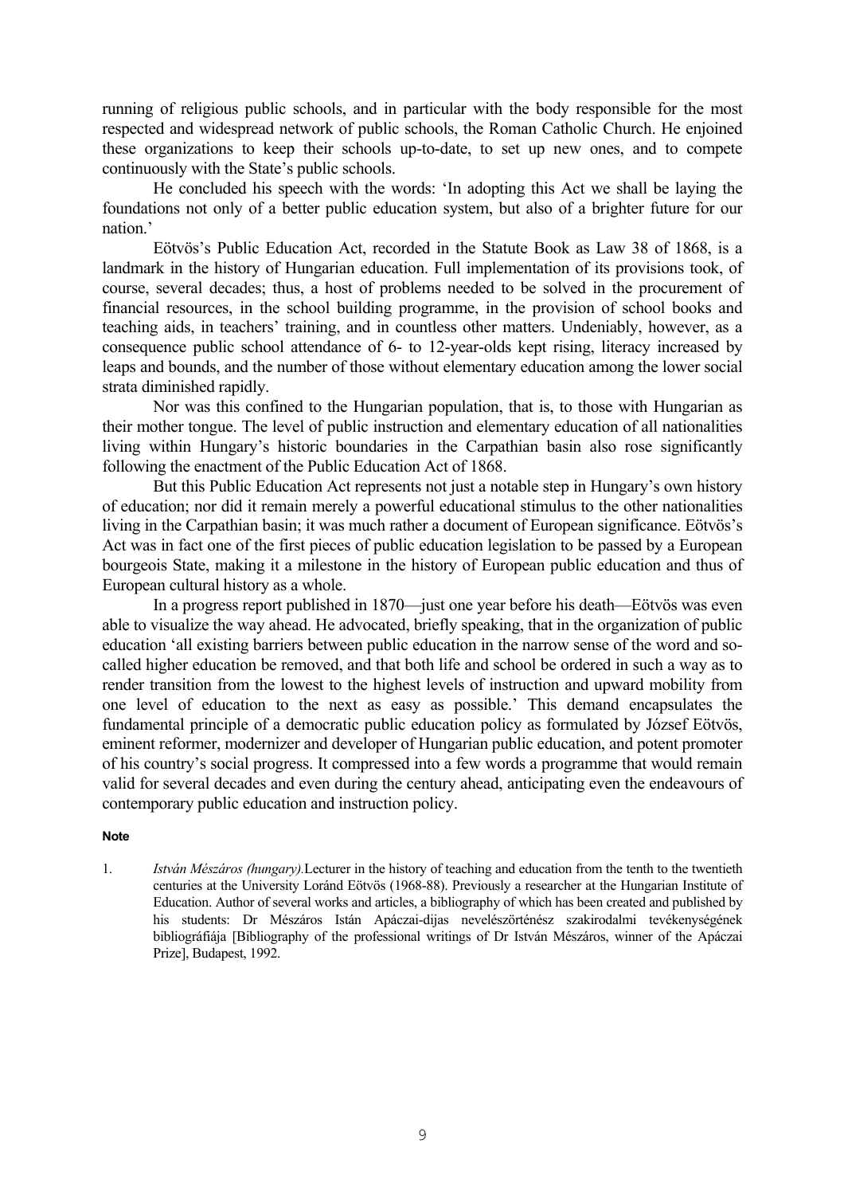running of religious public schools, and in particular with the body responsible for the most respected and widespread network of public schools, the Roman Catholic Church. He enjoined these organizations to keep their schools up-to-date, to set up new ones, and to compete continuously with the State's public schools.

He concluded his speech with the words: 'In adopting this Act we shall be laying the foundations not only of a better public education system, but also of a brighter future for our nation.'

Eötvös's Public Education Act, recorded in the Statute Book as Law 38 of 1868, is a landmark in the history of Hungarian education. Full implementation of its provisions took, of course, several decades; thus, a host of problems needed to be solved in the procurement of financial resources, in the school building programme, in the provision of school books and teaching aids, in teachers' training, and in countless other matters. Undeniably, however, as a consequence public school attendance of 6- to 12-year-olds kept rising, literacy increased by leaps and bounds, and the number of those without elementary education among the lower social strata diminished rapidly.

Nor was this confined to the Hungarian population, that is, to those with Hungarian as their mother tongue. The level of public instruction and elementary education of all nationalities living within Hungary's historic boundaries in the Carpathian basin also rose significantly following the enactment of the Public Education Act of 1868.

But this Public Education Act represents not just a notable step in Hungary's own history of education; nor did it remain merely a powerful educational stimulus to the other nationalities living in the Carpathian basin; it was much rather a document of European significance. Eötvös's Act was in fact one of the first pieces of public education legislation to be passed by a European bourgeois State, making it a milestone in the history of European public education and thus of European cultural history as a whole.

In a progress report published in 1870—just one year before his death—Eötvös was even able to visualize the way ahead. He advocated, briefly speaking, that in the organization of public education 'all existing barriers between public education in the narrow sense of the word and so-called higher education be removed, and that both life and school be ordered in such a way as to render transition from the lowest to the highest levels of instruction and upward mobility from one level of education to the next as easy as possible.' This demand encapsulates the fundamental principle of a democratic public education policy as formulated by József Eötvös, eminent reformer, modernizer and developer of Hungarian public education, and potent promoter of his country's social progress. It compressed into a few words a programme that would remain valid for several decades and even during the century ahead, anticipating even the endeavours of contemporary public education and instruction policy.

**Note**

1. *István Mészáros (hungary).*Lecturer in the history of teaching and education from the tenth to the twentieth centuries at the University Loránd Eötvös (1968-88). Previously a researcher at the Hungarian Institute of Education. Author of several works and articles, a bibliography of which has been created and published by his students: Dr Mészáros Istán Apáczai-dijas nevelészörténész szakirodalmi tevékenységének bibliográfiája [Bibliography of the professional writings of Dr István Mészáros, winner of the Apáczai Prize], Budapest, 1992.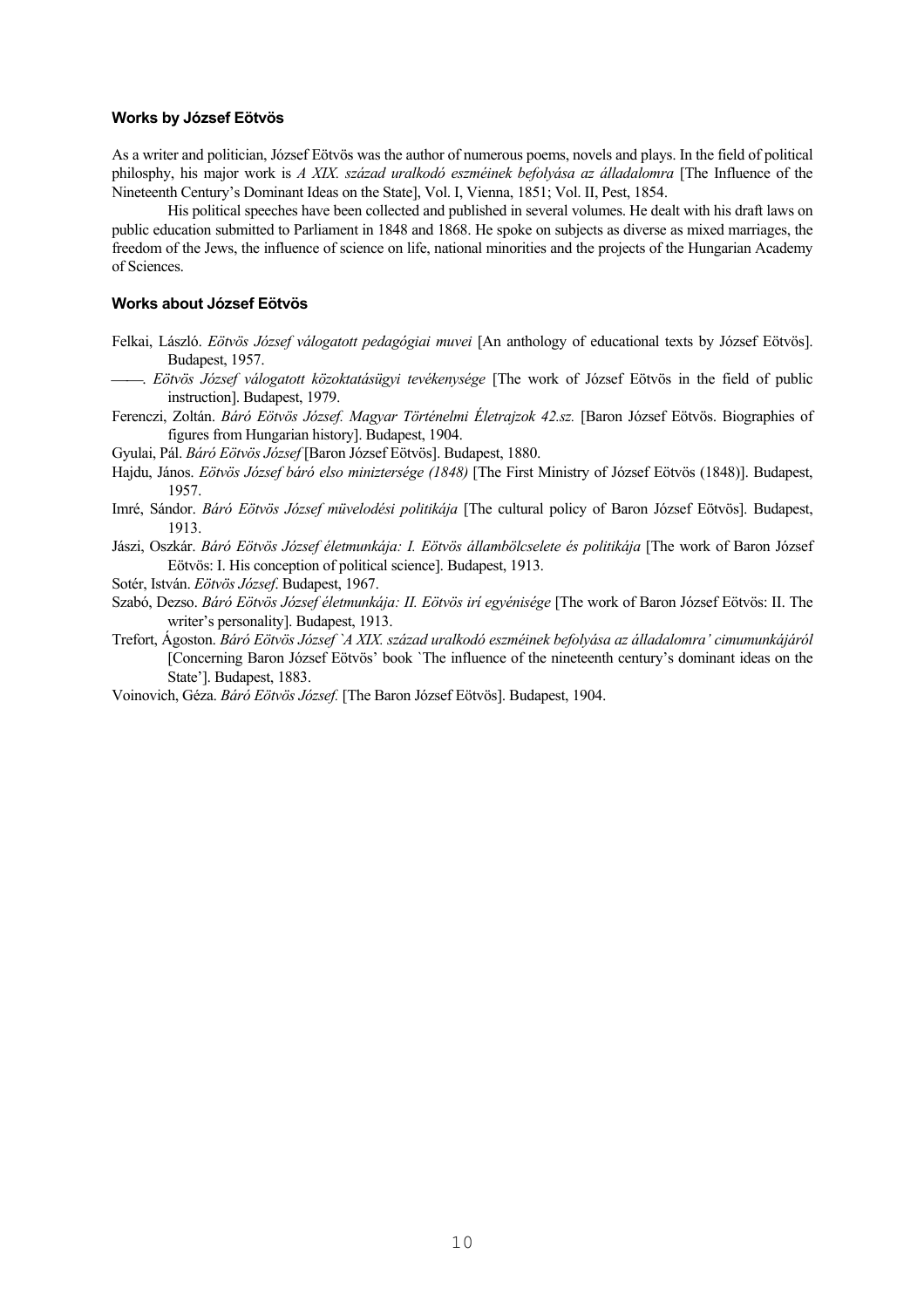### Works by József Eötvös

As a writer and politician, József Eötvös was the author of numerous poems, novels and plays. In the field of political philospphy, his major work is *A XIX. század uralkodó eszméinek befolyása az álladalomra* [The Influence of the Nineteenth Century's Dominant Ideas on the State], Vol. I, Vienna, 1851; Vol. II, Pest, 1854.

His political speeches have been collected and published in several volumes. He dealt with his draft laws on public education submitted to Parliament in 1848 and 1868. He spoke on subjects as diverse as mixed marriages, the freedom of the Jews, the influence of science on life, national minorities and the projects of the Hungarian Academy of Sciences.

### Works about József Eötvös

Felkai, László. *Eötvös József válogatott pedagógiai muvei* [An anthology of educational texts by József Eötvös]. Budapest, 1957.

——. *Eötvös József válogatott közoktatásügyi tevékenysége* [The work of József Eötvös in the field of public instruction]. Budapest, 1979.

Ferenczi, Zoltán. *Báró Eötvös József. Magyar Történelmi Életrajzok 42.sz.* [Baron József Eötvös. Biographies of figures from Hungarian history]. Budapest, 1904.

Gyulai, Pál. *Báró Eötvös József* [Baron József Eötvös]. Budapest, 1880.

Hajdu, János. *Eötvös József báró elso miniztersége (1848)* [The First Ministry of József Eötvös (1848)]. Budapest, 1957.

Imré, Sándor. *Báró Eötvös József müvelodési politikája* [The cultural policy of Baron József Eötvös]. Budapest, 1913.

Jászi, Oszkár. *Báró Eötvös József életmunkája: I. Eötvös állambölcselete és politikája* [The work of Baron József Eötvös: I. His conception of political science]. Budapest, 1913.

Sotér, István. *Eötvös József*. Budapest, 1967.

Szabó, Dezso. *Báró Eötvös József életmunkája: II. Eötvös irí egyénisége* [The work of Baron József Eötvös: II. The writer's personality]. Budapest, 1913.

Trefort, Ágoston. *Báró Eötvös József `A XIX. század uralkodó eszméinek befolyása az álladalomra' cimumunkájáról* [Concerning Baron József Eötvös' book `The influence of the nineteenth century's dominant ideas on the State']. Budapest, 1883.

Voinovich, Géza. *Báró Eötvös József.* [The Baron József Eötvös]. Budapest, 1904.